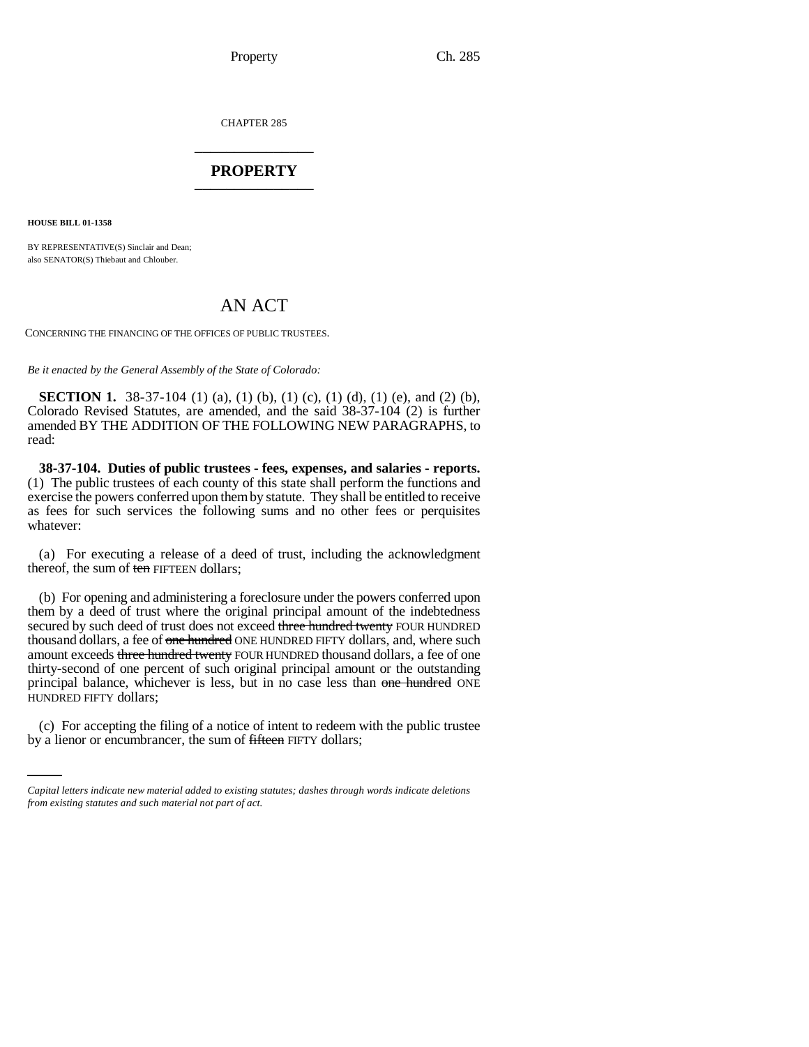CHAPTER 285

# PROPERTY

**HOUSE BILL 01-1358**

BY REPRESENTATIVE(S) Sinclair and Dean;
also SENATOR(S) Thiebaut and Chlouber.

## AN ACT

CONCERNING THE FINANCING OF THE OFFICES OF PUBLIC TRUSTEES.

*Be it enacted by the General Assembly of the State of Colorado:*

**SECTION 1.** 38-37-104 (1) (a), (1) (b), (1) (c), (1) (d), (1) (e), and (2) (b), Colorado Revised Statutes, are amended, and the said 38-37-104 (2) is further amended BY THE ADDITION OF THE FOLLOWING NEW PARAGRAPHS, to read:

**38-37-104. Duties of public trustees - fees, expenses, and salaries - reports.** (1) The public trustees of each county of this state shall perform the functions and exercise the powers conferred upon them by statute. They shall be entitled to receive as fees for such services the following sums and no other fees or perquisites whatever:

(a) For executing a release of a deed of trust, including the acknowledgment thereof, the sum of ~~ten~~ FIFTEEN dollars;

(b) For opening and administering a foreclosure under the powers conferred upon them by a deed of trust where the original principal amount of the indebtedness secured by such deed of trust does not exceed ~~three hundred twenty~~ FOUR HUNDRED thousand dollars, a fee of ~~one hundred~~ ONE HUNDRED FIFTY dollars, and, where such amount exceeds ~~three hundred twenty~~ FOUR HUNDRED thousand dollars, a fee of one thirty-second of one percent of such original principal amount or the outstanding principal balance, whichever is less, but in no case less than ~~one hundred~~ ONE HUNDRED FIFTY dollars;

(c) For accepting the filing of a notice of intent to redeem with the public trustee by a lienor or encumbrancer, the sum of ~~fifteen~~ FIFTY dollars;

*Capital letters indicate new material added to existing statutes; dashes through words indicate deletions from existing statutes and such material not part of act.*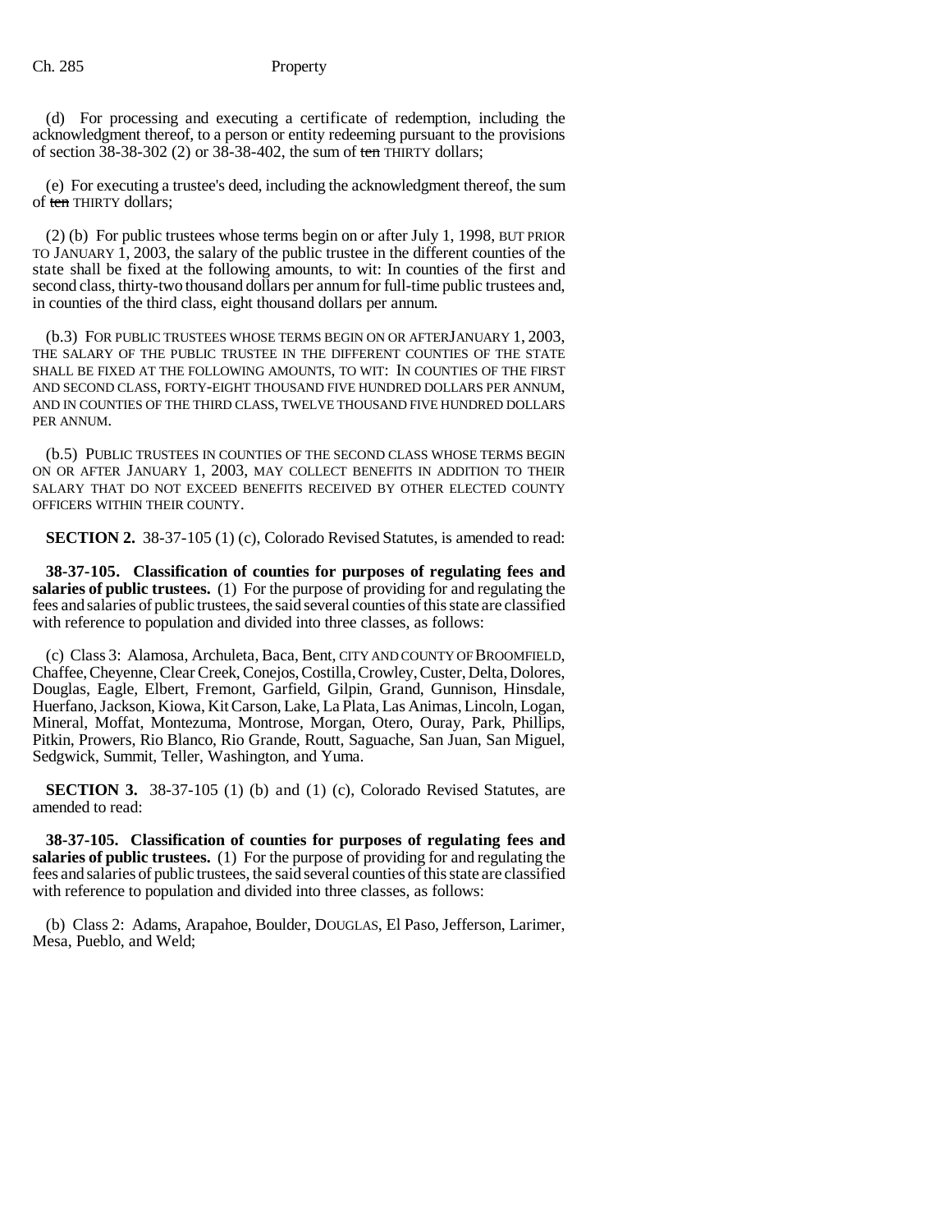(d) For processing and executing a certificate of redemption, including the acknowledgment thereof, to a person or entity redeeming pursuant to the provisions of section 38-38-302 (2) or 38-38-402, the sum of ~~ten~~ THIRTY dollars;

(e) For executing a trustee's deed, including the acknowledgment thereof, the sum of ~~ten~~ THIRTY dollars;

(2) (b) For public trustees whose terms begin on or after July 1, 1998, BUT PRIOR TO JANUARY 1, 2003, the salary of the public trustee in the different counties of the state shall be fixed at the following amounts, to wit: In counties of the first and second class, thirty-two thousand dollars per annum for full-time public trustees and, in counties of the third class, eight thousand dollars per annum.

(b.3) FOR PUBLIC TRUSTEES WHOSE TERMS BEGIN ON OR AFTER JANUARY 1, 2003, THE SALARY OF THE PUBLIC TRUSTEE IN THE DIFFERENT COUNTIES OF THE STATE SHALL BE FIXED AT THE FOLLOWING AMOUNTS, TO WIT: IN COUNTIES OF THE FIRST AND SECOND CLASS, FORTY-EIGHT THOUSAND FIVE HUNDRED DOLLARS PER ANNUM, AND IN COUNTIES OF THE THIRD CLASS, TWELVE THOUSAND FIVE HUNDRED DOLLARS PER ANNUM.

(b.5) PUBLIC TRUSTEES IN COUNTIES OF THE SECOND CLASS WHOSE TERMS BEGIN ON OR AFTER JANUARY 1, 2003, MAY COLLECT BENEFITS IN ADDITION TO THEIR SALARY THAT DO NOT EXCEED BENEFITS RECEIVED BY OTHER ELECTED COUNTY OFFICERS WITHIN THEIR COUNTY.

**SECTION 2.** 38-37-105 (1) (c), Colorado Revised Statutes, is amended to read:

**38-37-105. Classification of counties for purposes of regulating fees and salaries of public trustees.** (1) For the purpose of providing for and regulating the fees and salaries of public trustees, the said several counties of this state are classified with reference to population and divided into three classes, as follows:

(c) Class 3: Alamosa, Archuleta, Baca, Bent, CITY AND COUNTY OF BROOMFIELD, Chaffee, Cheyenne, Clear Creek, Conejos, Costilla, Crowley, Custer, Delta, Dolores, Douglas, Eagle, Elbert, Fremont, Garfield, Gilpin, Grand, Gunnison, Hinsdale, Huerfano, Jackson, Kiowa, Kit Carson, Lake, La Plata, Las Animas, Lincoln, Logan, Mineral, Moffat, Montezuma, Montrose, Morgan, Otero, Ouray, Park, Phillips, Pitkin, Prowers, Rio Blanco, Rio Grande, Routt, Saguache, San Juan, San Miguel, Sedgwick, Summit, Teller, Washington, and Yuma.

**SECTION 3.** 38-37-105 (1) (b) and (1) (c), Colorado Revised Statutes, are amended to read:

**38-37-105. Classification of counties for purposes of regulating fees and salaries of public trustees.** (1) For the purpose of providing for and regulating the fees and salaries of public trustees, the said several counties of this state are classified with reference to population and divided into three classes, as follows:

(b) Class 2: Adams, Arapahoe, Boulder, DOUGLAS, El Paso, Jefferson, Larimer, Mesa, Pueblo, and Weld;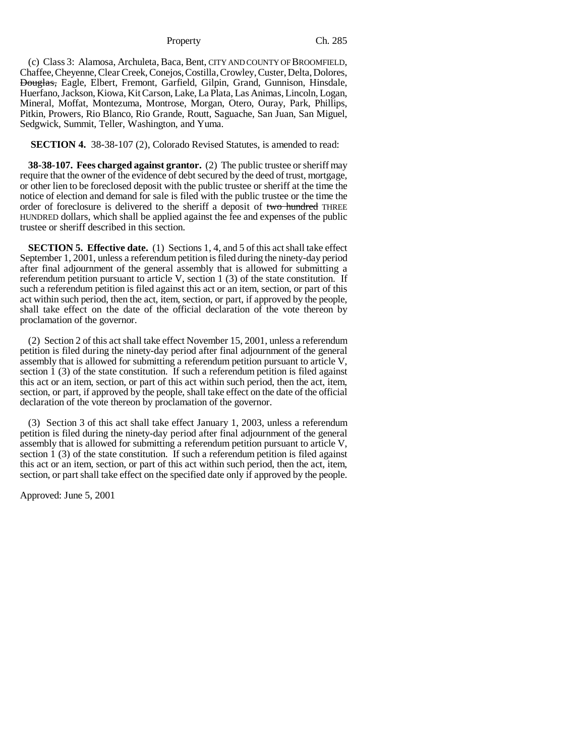(c) Class 3: Alamosa, Archuleta, Baca, Bent, CITY AND COUNTY OF BROOMFIELD, Chaffee, Cheyenne, Clear Creek, Conejos, Costilla, Crowley, Custer, Delta, Dolores, ~~Douglas,~~ Eagle, Elbert, Fremont, Garfield, Gilpin, Grand, Gunnison, Hinsdale, Huerfano, Jackson, Kiowa, Kit Carson, Lake, La Plata, Las Animas, Lincoln, Logan, Mineral, Moffat, Montezuma, Montrose, Morgan, Otero, Ouray, Park, Phillips, Pitkin, Prowers, Rio Blanco, Rio Grande, Routt, Saguache, San Juan, San Miguel, Sedgwick, Summit, Teller, Washington, and Yuma.

**SECTION 4.** 38-38-107 (2), Colorado Revised Statutes, is amended to read:

**38-38-107. Fees charged against grantor.** (2) The public trustee or sheriff may require that the owner of the evidence of debt secured by the deed of trust, mortgage, or other lien to be foreclosed deposit with the public trustee or sheriff at the time the notice of election and demand for sale is filed with the public trustee or the time the order of foreclosure is delivered to the sheriff a deposit of ~~two hundred~~ THREE HUNDRED dollars, which shall be applied against the fee and expenses of the public trustee or sheriff described in this section.

**SECTION 5. Effective date.** (1) Sections 1, 4, and 5 of this act shall take effect September 1, 2001, unless a referendum petition is filed during the ninety-day period after final adjournment of the general assembly that is allowed for submitting a referendum petition pursuant to article V, section 1 (3) of the state constitution. If such a referendum petition is filed against this act or an item, section, or part of this act within such period, then the act, item, section, or part, if approved by the people, shall take effect on the date of the official declaration of the vote thereon by proclamation of the governor.

(2) Section 2 of this act shall take effect November 15, 2001, unless a referendum petition is filed during the ninety-day period after final adjournment of the general assembly that is allowed for submitting a referendum petition pursuant to article V, section 1 (3) of the state constitution. If such a referendum petition is filed against this act or an item, section, or part of this act within such period, then the act, item, section, or part, if approved by the people, shall take effect on the date of the official declaration of the vote thereon by proclamation of the governor.

(3) Section 3 of this act shall take effect January 1, 2003, unless a referendum petition is filed during the ninety-day period after final adjournment of the general assembly that is allowed for submitting a referendum petition pursuant to article V, section 1 (3) of the state constitution. If such a referendum petition is filed against this act or an item, section, or part of this act within such period, then the act, item, section, or part shall take effect on the specified date only if approved by the people.

Approved: June 5, 2001